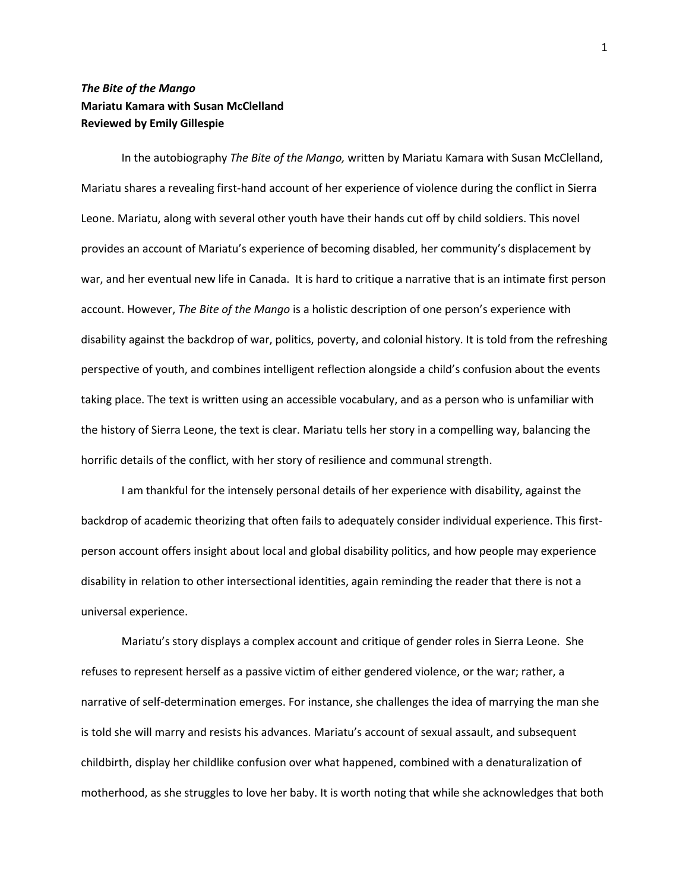***The Bite of the Mango***
**Mariatu Kamara with Susan McClelland**
**Reviewed by Emily Gillespie**

In the autobiography *The Bite of the Mango,* written by Mariatu Kamara with Susan McClelland, Mariatu shares a revealing first-hand account of her experience of violence during the conflict in Sierra Leone. Mariatu, along with several other youth have their hands cut off by child soldiers. This novel provides an account of Mariatu's experience of becoming disabled, her community's displacement by war, and her eventual new life in Canada. It is hard to critique a narrative that is an intimate first person account. However, *The Bite of the Mango* is a holistic description of one person's experience with disability against the backdrop of war, politics, poverty, and colonial history. It is told from the refreshing perspective of youth, and combines intelligent reflection alongside a child's confusion about the events taking place. The text is written using an accessible vocabulary, and as a person who is unfamiliar with the history of Sierra Leone, the text is clear. Mariatu tells her story in a compelling way, balancing the horrific details of the conflict, with her story of resilience and communal strength.

I am thankful for the intensely personal details of her experience with disability, against the backdrop of academic theorizing that often fails to adequately consider individual experience. This first-person account offers insight about local and global disability politics, and how people may experience disability in relation to other intersectional identities, again reminding the reader that there is not a universal experience.

Mariatu's story displays a complex account and critique of gender roles in Sierra Leone. She refuses to represent herself as a passive victim of either gendered violence, or the war; rather, a narrative of self-determination emerges. For instance, she challenges the idea of marrying the man she is told she will marry and resists his advances. Mariatu's account of sexual assault, and subsequent childbirth, display her childlike confusion over what happened, combined with a denaturalization of motherhood, as she struggles to love her baby. It is worth noting that while she acknowledges that both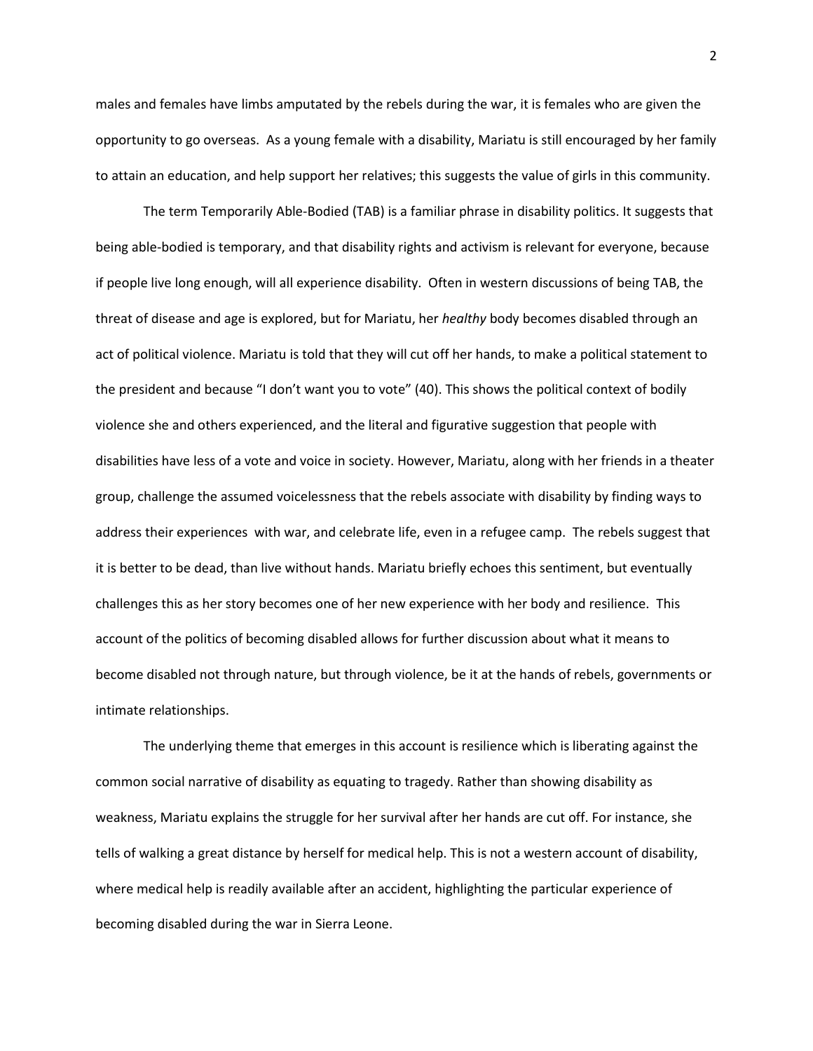males and females have limbs amputated by the rebels during the war, it is females who are given the opportunity to go overseas. As a young female with a disability, Mariatu is still encouraged by her family to attain an education, and help support her relatives; this suggests the value of girls in this community.

The term Temporarily Able-Bodied (TAB) is a familiar phrase in disability politics. It suggests that being able-bodied is temporary, and that disability rights and activism is relevant for everyone, because if people live long enough, will all experience disability. Often in western discussions of being TAB, the threat of disease and age is explored, but for Mariatu, her *healthy* body becomes disabled through an act of political violence. Mariatu is told that they will cut off her hands, to make a political statement to the president and because "I don't want you to vote" (40). This shows the political context of bodily violence she and others experienced, and the literal and figurative suggestion that people with disabilities have less of a vote and voice in society. However, Mariatu, along with her friends in a theater group, challenge the assumed voicelessness that the rebels associate with disability by finding ways to address their experiences with war, and celebrate life, even in a refugee camp. The rebels suggest that it is better to be dead, than live without hands. Mariatu briefly echoes this sentiment, but eventually challenges this as her story becomes one of her new experience with her body and resilience. This account of the politics of becoming disabled allows for further discussion about what it means to become disabled not through nature, but through violence, be it at the hands of rebels, governments or intimate relationships.

The underlying theme that emerges in this account is resilience which is liberating against the common social narrative of disability as equating to tragedy. Rather than showing disability as weakness, Mariatu explains the struggle for her survival after her hands are cut off. For instance, she tells of walking a great distance by herself for medical help. This is not a western account of disability, where medical help is readily available after an accident, highlighting the particular experience of becoming disabled during the war in Sierra Leone.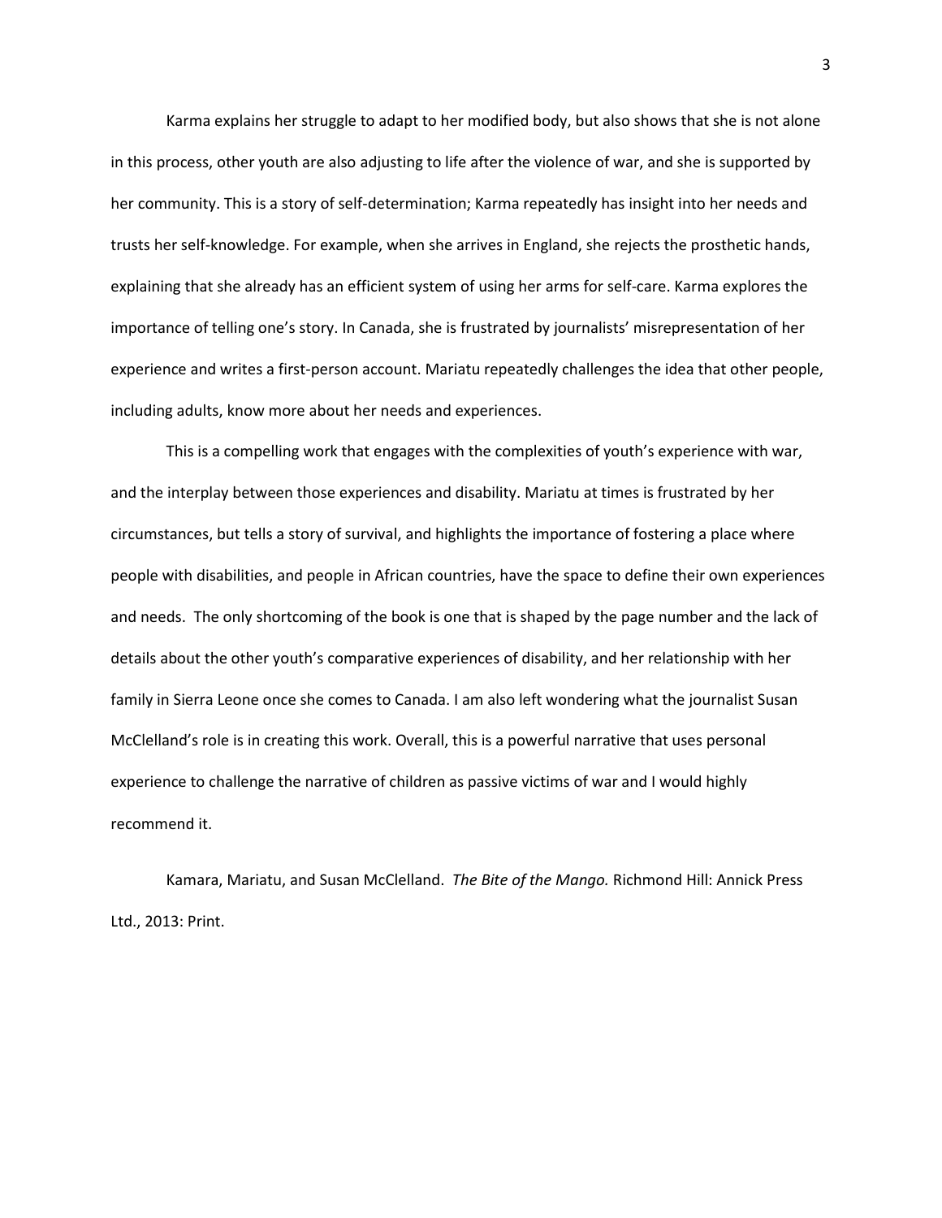Karma explains her struggle to adapt to her modified body, but also shows that she is not alone in this process, other youth are also adjusting to life after the violence of war, and she is supported by her community. This is a story of self-determination; Karma repeatedly has insight into her needs and trusts her self-knowledge. For example, when she arrives in England, she rejects the prosthetic hands, explaining that she already has an efficient system of using her arms for self-care. Karma explores the importance of telling one's story. In Canada, she is frustrated by journalists' misrepresentation of her experience and writes a first-person account. Mariatu repeatedly challenges the idea that other people, including adults, know more about her needs and experiences.

This is a compelling work that engages with the complexities of youth's experience with war, and the interplay between those experiences and disability. Mariatu at times is frustrated by her circumstances, but tells a story of survival, and highlights the importance of fostering a place where people with disabilities, and people in African countries, have the space to define their own experiences and needs. The only shortcoming of the book is one that is shaped by the page number and the lack of details about the other youth's comparative experiences of disability, and her relationship with her family in Sierra Leone once she comes to Canada. I am also left wondering what the journalist Susan McClelland's role is in creating this work. Overall, this is a powerful narrative that uses personal experience to challenge the narrative of children as passive victims of war and I would highly recommend it.

Kamara, Mariatu, and Susan McClelland. *The Bite of the Mango.* Richmond Hill: Annick Press Ltd., 2013: Print.